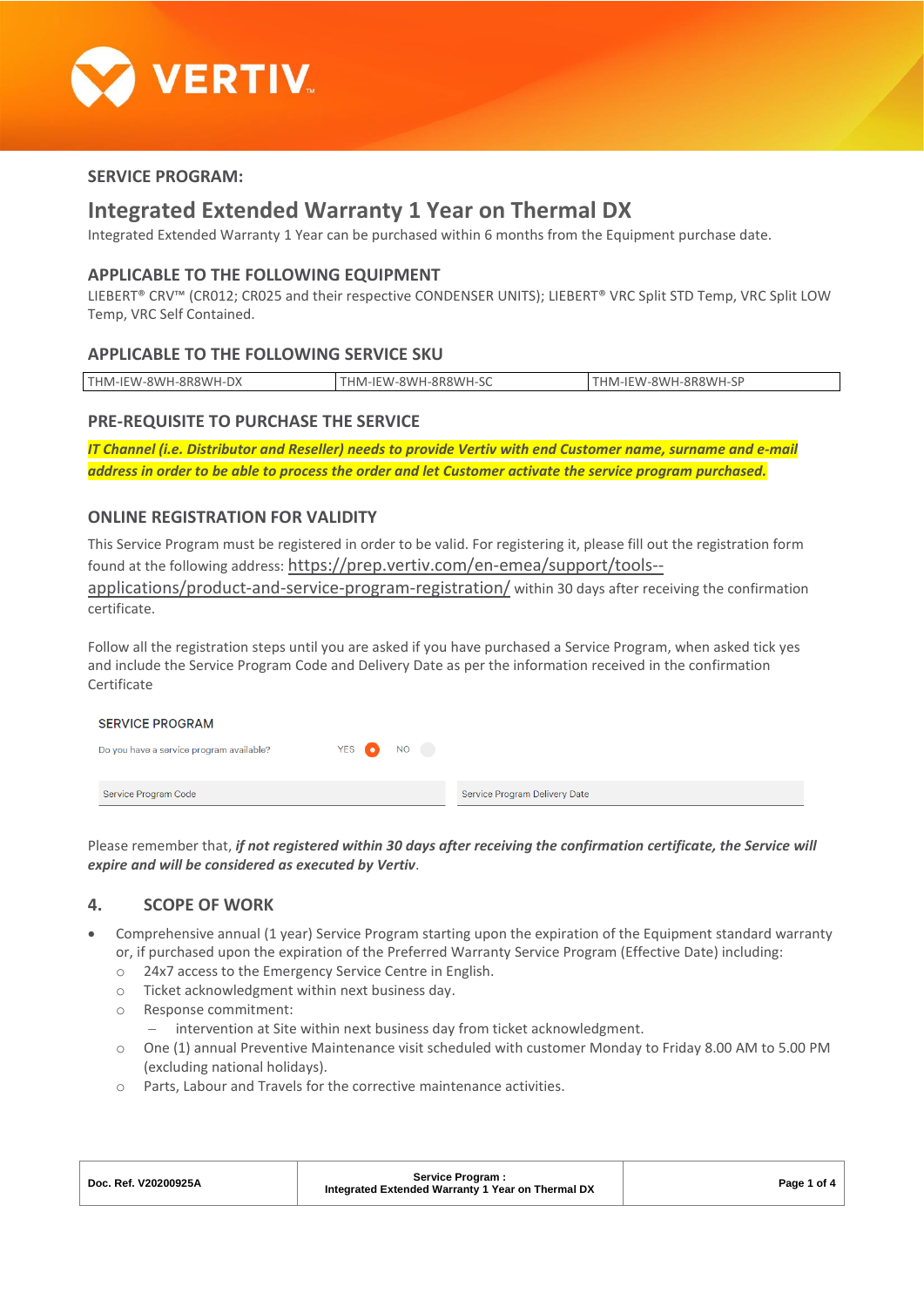## SERVICE PROGRAM:

# Integrated Extended Warranty 1 Year on Thermal DX

Integrated Extended Warranty 1 Year can be purchased within 6 months from the Equipment purchase date.

### APPLICABLE TO THE FOLLOWING EQUIPMENT

LIEBERT® CRV™ (CR012; CR025 and their respective CONDENSER UNITS); LIEBERT® VRC Split STD Temp, VRC Split LOW Temp, VRC Self Contained.

### APPLICABLE TO THE FOLLOWING SERVICE SKU

| THM-IEW-8WH-8R8WH-DX | THM-IEW-8WH-8R8WH-SC | THM-IEW-8WH-8R8WH-SP |
|---|---|---|

### PRE-REQUISITE TO PURCHASE THE SERVICE

***IT Channel (i.e. Distributor and Reseller) needs to provide Vertiv with end Customer name, surname and e-mail address in order to be able to process the order and let Customer activate the service program purchased.***

### ONLINE REGISTRATION FOR VALIDITY

This Service Program must be registered in order to be valid. For registering it, please fill out the registration form found at the following address: https://prep.vertiv.com/en-emea/support/tools--applications/product-and-service-program-registration/ within 30 days after receiving the confirmation certificate.

Follow all the registration steps until you are asked if you have purchased a Service Program, when asked tick yes and include the Service Program Code and Delivery Date as per the information received in the confirmation Certificate

SERVICE PROGRAM

Do you have a service program available? YES ● NO ○

Service Program Code | Service Program Delivery Date

Please remember that, ***if not registered within 30 days after receiving the confirmation certificate, the Service will expire and will be considered as executed by Vertiv***.

### 4. SCOPE OF WORK

- Comprehensive annual (1 year) Service Program starting upon the expiration of the Equipment standard warranty or, if purchased upon the expiration of the Preferred Warranty Service Program (Effective Date) including:
  - 24x7 access to the Emergency Service Centre in English.
  - Ticket acknowledgment within next business day.
  - Response commitment:
    - intervention at Site within next business day from ticket acknowledgment.
  - One (1) annual Preventive Maintenance visit scheduled with customer Monday to Friday 8.00 AM to 5.00 PM (excluding national holidays).
  - Parts, Labour and Travels for the corrective maintenance activities.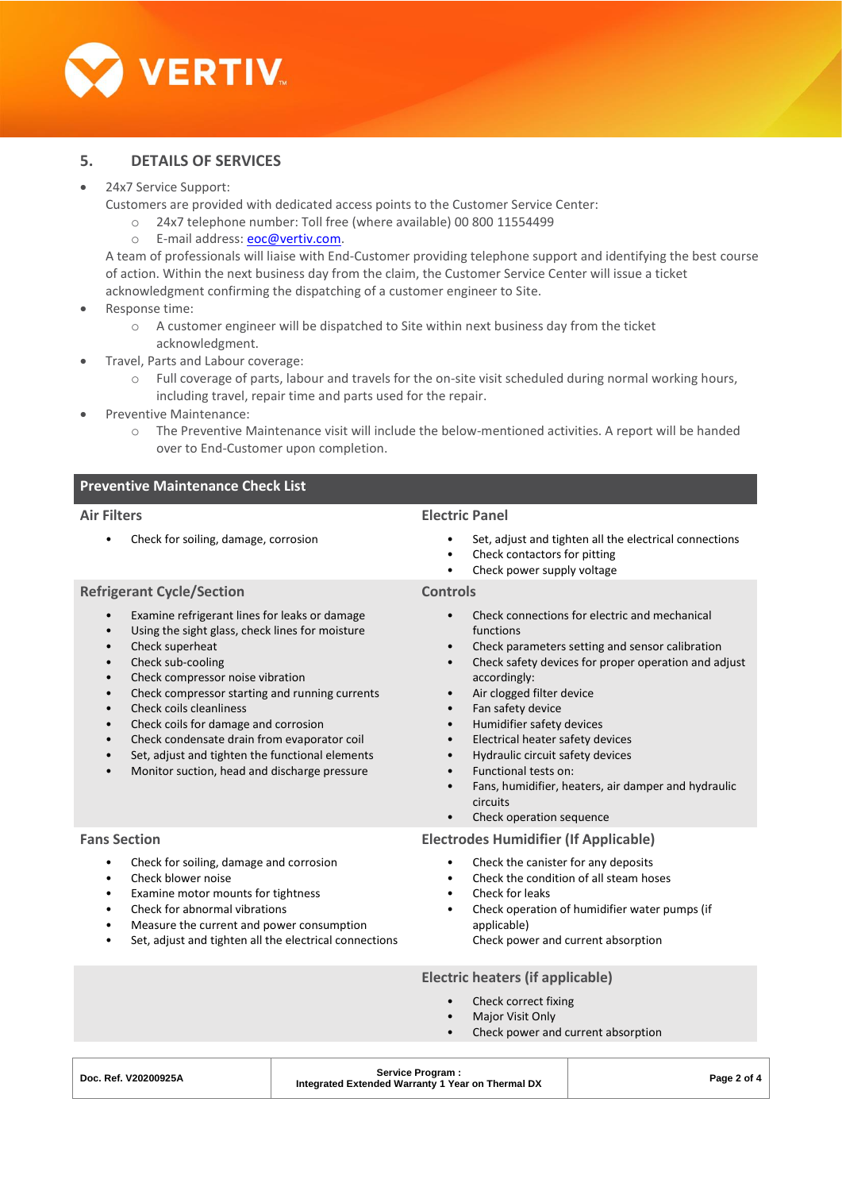## 5. DETAILS OF SERVICES

- 24x7 Service Support:
  Customers are provided with dedicated access points to the Customer Service Center:
  - 24x7 telephone number: Toll free (where available) 00 800 11554499
  - E-mail address: eoc@vertiv.com.

  A team of professionals will liaise with End-Customer providing telephone support and identifying the best course of action. Within the next business day from the claim, the Customer Service Center will issue a ticket acknowledgment confirming the dispatching of a customer engineer to Site.
- Response time:
  - A customer engineer will be dispatched to Site within next business day from the ticket acknowledgment.
- Travel, Parts and Labour coverage:
  - Full coverage of parts, labour and travels for the on-site visit scheduled during normal working hours, including travel, repair time and parts used for the repair.
- Preventive Maintenance:
  - The Preventive Maintenance visit will include the below-mentioned activities. A report will be handed over to End-Customer upon completion.

### Preventive Maintenance Check List

#### Air Filters

- Check for soiling, damage, corrosion

#### Electric Panel

- Set, adjust and tighten all the electrical connections
- Check contactors for pitting
- Check power supply voltage

#### Refrigerant Cycle/Section

- Examine refrigerant lines for leaks or damage
- Using the sight glass, check lines for moisture
- Check superheat
- Check sub-cooling
- Check compressor noise vibration
- Check compressor starting and running currents
- Check coils cleanliness
- Check coils for damage and corrosion
- Check condensate drain from evaporator coil
- Set, adjust and tighten the functional elements
- Monitor suction, head and discharge pressure

#### Controls

- Check connections for electric and mechanical functions
- Check parameters setting and sensor calibration
- Check safety devices for proper operation and adjust accordingly:
- Air clogged filter device
- Fan safety device
- Humidifier safety devices
- Electrical heater safety devices
- Hydraulic circuit safety devices
- Functional tests on:
- Fans, humidifier, heaters, air damper and hydraulic circuits
- Check operation sequence

#### Fans Section

- Check for soiling, damage and corrosion
- Check blower noise
- Examine motor mounts for tightness
- Check for abnormal vibrations
- Measure the current and power consumption
- Set, adjust and tighten all the electrical connections

#### Electrodes Humidifier (If Applicable)

- Check the canister for any deposits
- Check the condition of all steam hoses
- Check for leaks
- Check operation of humidifier water pumps (if applicable)
  Check power and current absorption

#### Electric heaters (if applicable)

- Check correct fixing
- Major Visit Only
- Check power and current absorption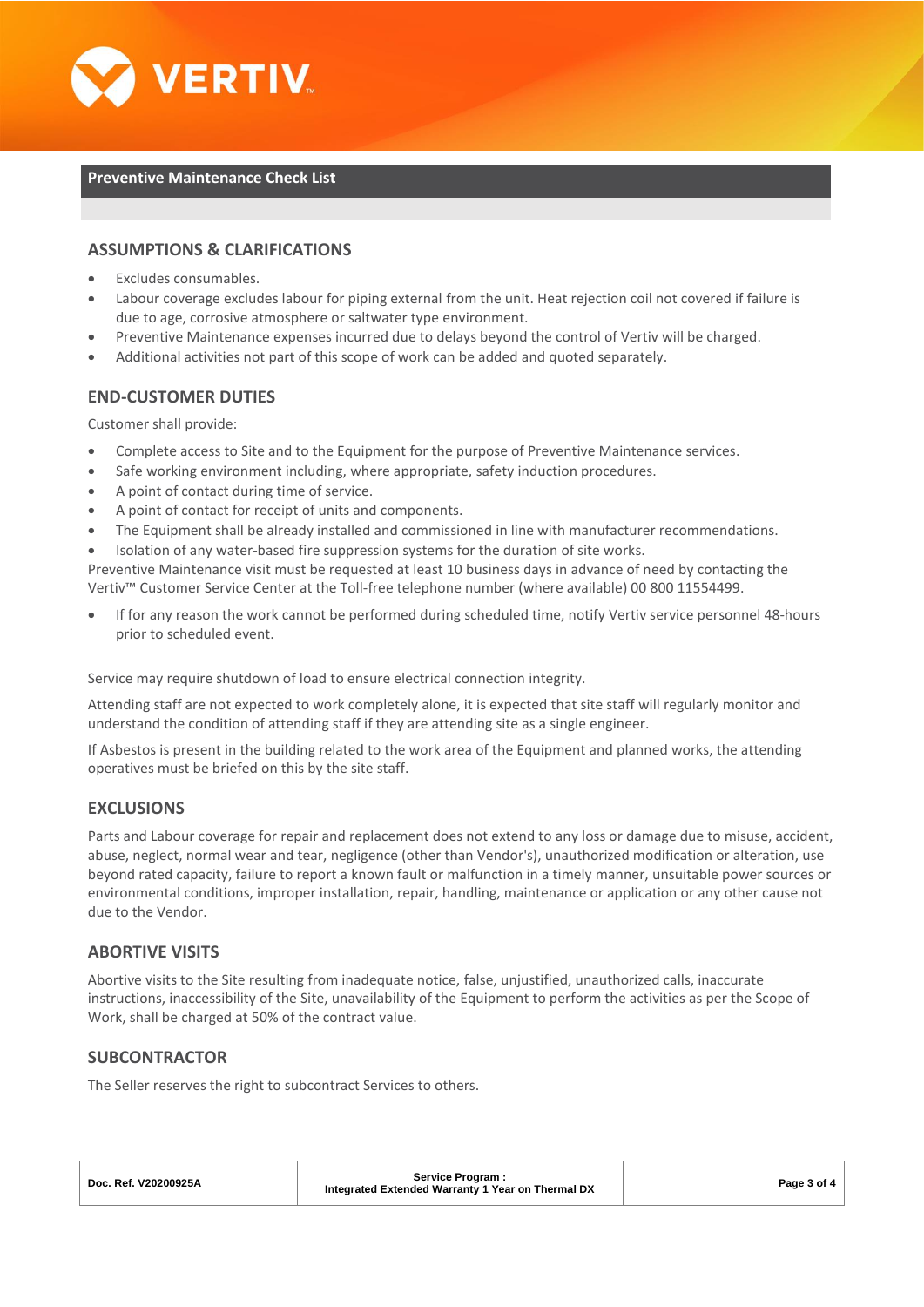## Preventive Maintenance Check List

### ASSUMPTIONS & CLARIFICATIONS

- Excludes consumables.
- Labour coverage excludes labour for piping external from the unit. Heat rejection coil not covered if failure is due to age, corrosive atmosphere or saltwater type environment.
- Preventive Maintenance expenses incurred due to delays beyond the control of Vertiv will be charged.
- Additional activities not part of this scope of work can be added and quoted separately.

### END-CUSTOMER DUTIES

Customer shall provide:

- Complete access to Site and to the Equipment for the purpose of Preventive Maintenance services.
- Safe working environment including, where appropriate, safety induction procedures.
- A point of contact during time of service.
- A point of contact for receipt of units and components.
- The Equipment shall be already installed and commissioned in line with manufacturer recommendations.
- Isolation of any water-based fire suppression systems for the duration of site works.

Preventive Maintenance visit must be requested at least 10 business days in advance of need by contacting the Vertiv™ Customer Service Center at the Toll-free telephone number (where available) 00 800 11554499.

- If for any reason the work cannot be performed during scheduled time, notify Vertiv service personnel 48-hours prior to scheduled event.

Service may require shutdown of load to ensure electrical connection integrity.

Attending staff are not expected to work completely alone, it is expected that site staff will regularly monitor and understand the condition of attending staff if they are attending site as a single engineer.

If Asbestos is present in the building related to the work area of the Equipment and planned works, the attending operatives must be briefed on this by the site staff.

### EXCLUSIONS

Parts and Labour coverage for repair and replacement does not extend to any loss or damage due to misuse, accident, abuse, neglect, normal wear and tear, negligence (other than Vendor's), unauthorized modification or alteration, use beyond rated capacity, failure to report a known fault or malfunction in a timely manner, unsuitable power sources or environmental conditions, improper installation, repair, handling, maintenance or application or any other cause not due to the Vendor.

### ABORTIVE VISITS

Abortive visits to the Site resulting from inadequate notice, false, unjustified, unauthorized calls, inaccurate instructions, inaccessibility of the Site, unavailability of the Equipment to perform the activities as per the Scope of Work, shall be charged at 50% of the contract value.

### SUBCONTRACTOR

The Seller reserves the right to subcontract Services to others.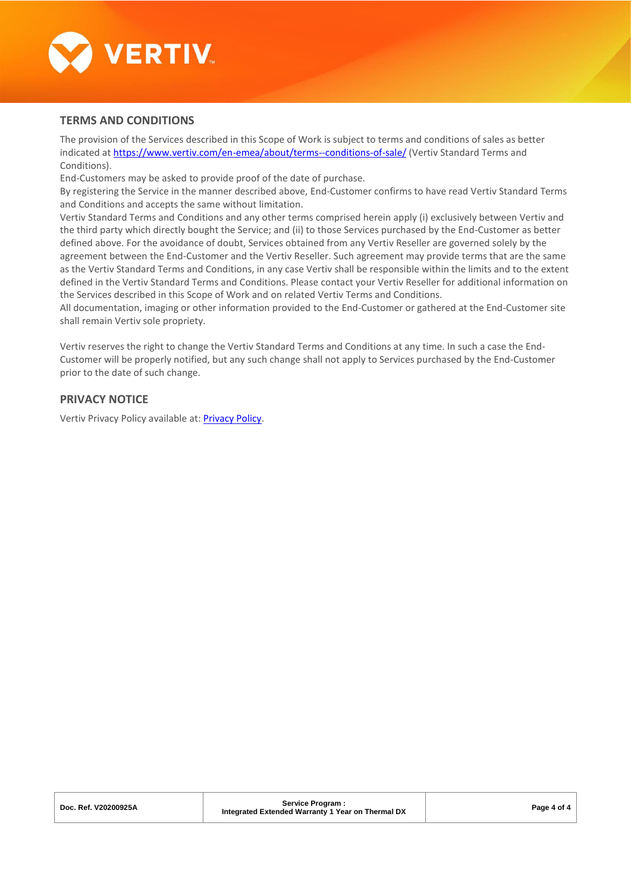## TERMS AND CONDITIONS

The provision of the Services described in this Scope of Work is subject to terms and conditions of sales as better indicated at [https://www.vertiv.com/en-emea/about/terms--conditions-of-sale/](https://www.vertiv.com/en-emea/about/terms--conditions-of-sale/) (Vertiv Standard Terms and Conditions).

End-Customers may be asked to provide proof of the date of purchase.

By registering the Service in the manner described above, End-Customer confirms to have read Vertiv Standard Terms and Conditions and accepts the same without limitation.

Vertiv Standard Terms and Conditions and any other terms comprised herein apply (i) exclusively between Vertiv and the third party which directly bought the Service; and (ii) to those Services purchased by the End-Customer as better defined above. For the avoidance of doubt, Services obtained from any Vertiv Reseller are governed solely by the agreement between the End-Customer and the Vertiv Reseller. Such agreement may provide terms that are the same as the Vertiv Standard Terms and Conditions, in any case Vertiv shall be responsible within the limits and to the extent defined in the Vertiv Standard Terms and Conditions. Please contact your Vertiv Reseller for additional information on the Services described in this Scope of Work and on related Vertiv Terms and Conditions.

All documentation, imaging or other information provided to the End-Customer or gathered at the End-Customer site shall remain Vertiv sole propriety.

Vertiv reserves the right to change the Vertiv Standard Terms and Conditions at any time. In such a case the End-Customer will be properly notified, but any such change shall not apply to Services purchased by the End-Customer prior to the date of such change.

## PRIVACY NOTICE

Vertiv Privacy Policy available at: Privacy Policy.